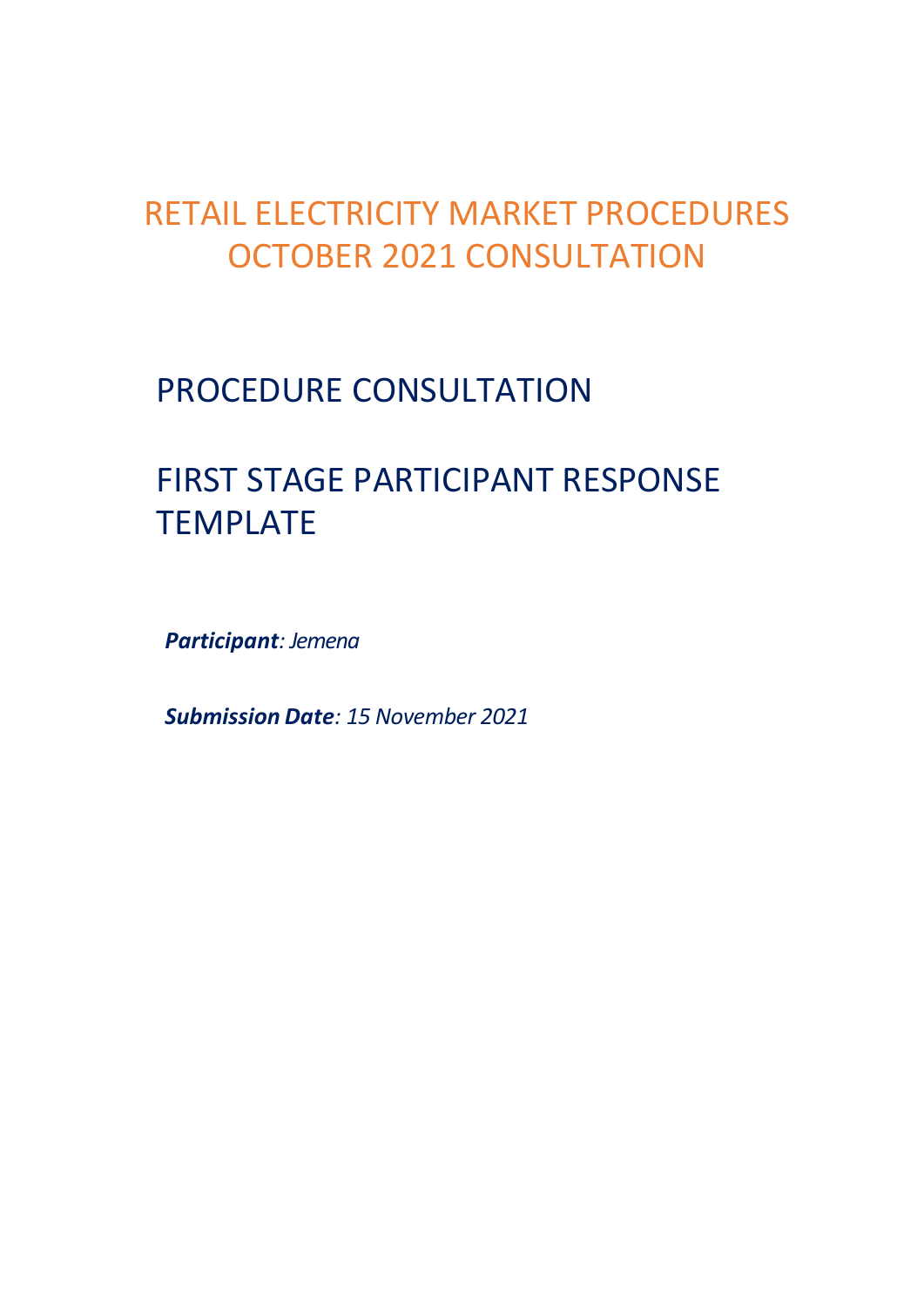# RETAIL ELECTRICITY MARKET PROCEDURES OCTOBER 2021 CONSULTATION

## PROCEDURE CONSULTATION

## FIRST STAGE PARTICIPANT RESPONSE TEMPLATE

***Participant**: Jemena*

***Submission Date**: 15 November 2021*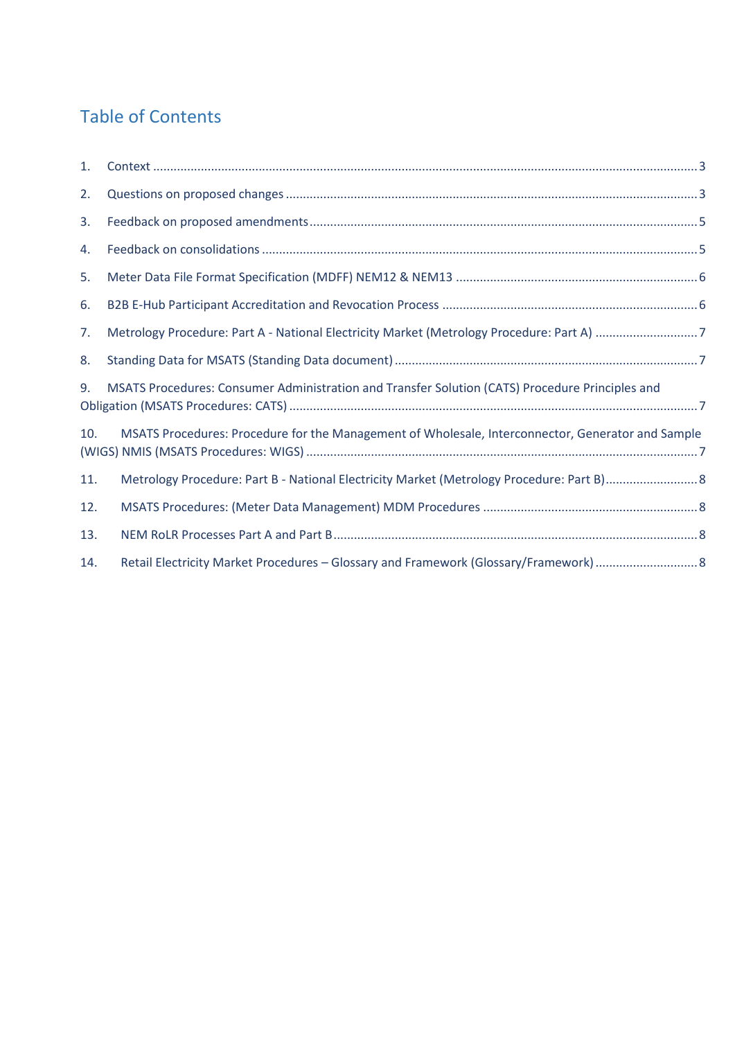# Table of Contents

1. Context ........................................................................................................................................... 3
2. Questions on proposed changes ...................................................................................................... 3
3. Feedback on proposed amendments ............................................................................................... 5
4. Feedback on consolidations ............................................................................................................. 5
5. Meter Data File Format Specification (MDFF) NEM12 & NEM13 ..................................................... 6
6. B2B E-Hub Participant Accreditation and Revocation Process ......................................................... 6
7. Metrology Procedure: Part A - National Electricity Market (Metrology Procedure: Part A) ............................ 7
8. Standing Data for MSATS (Standing Data document) ...................................................................... 7
9. MSATS Procedures: Consumer Administration and Transfer Solution (CATS) Procedure Principles and Obligation (MSATS Procedures: CATS) ..................................................................................................... 7
10. MSATS Procedures: Procedure for the Management of Wholesale, Interconnector, Generator and Sample (WIGS) NMIS (MSATS Procedures: WIGS) ................................................................................................. 7
11. Metrology Procedure: Part B - National Electricity Market (Metrology Procedure: Part B) .......................... 8
12. MSATS Procedures: (Meter Data Management) MDM Procedures ............................................................. 8
13. NEM RoLR Processes Part A and Part B ........................................................................................ 8
14. Retail Electricity Market Procedures – Glossary and Framework (Glossary/Framework) ............................ 8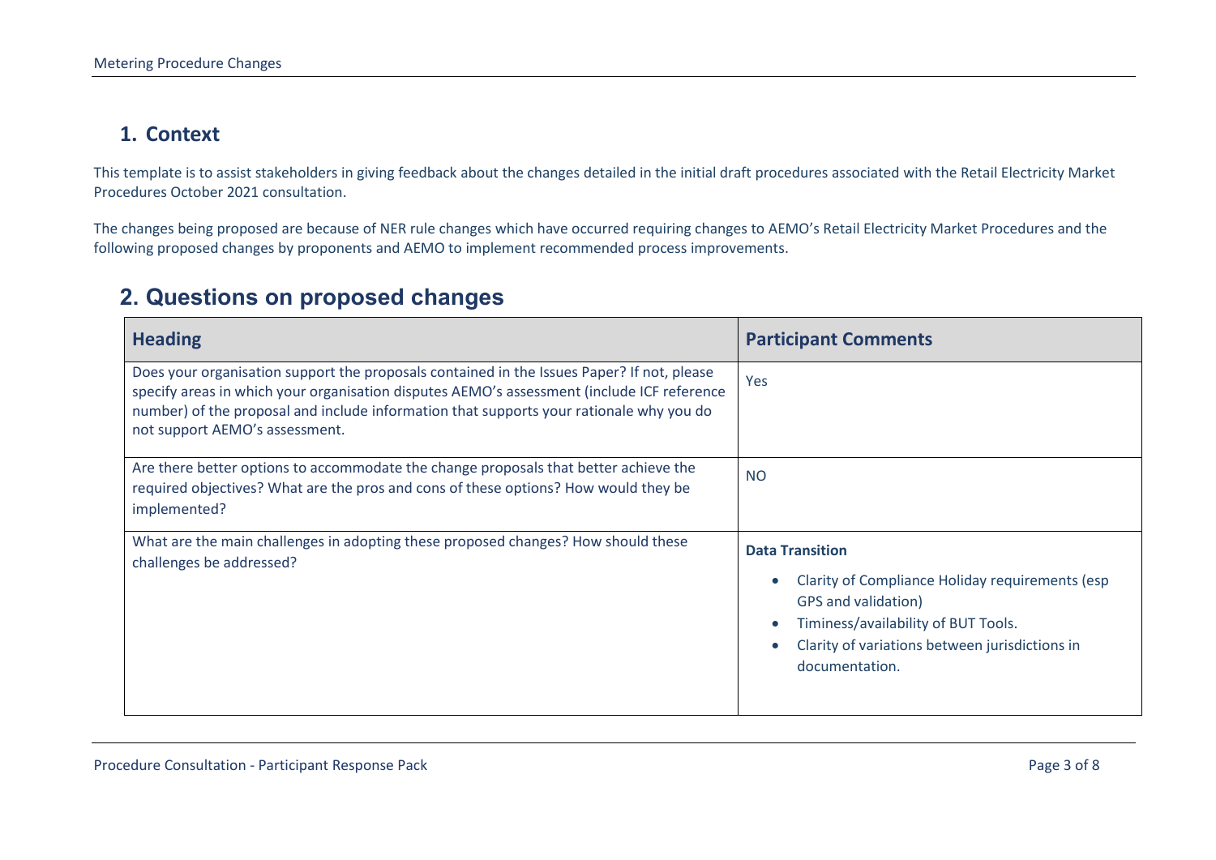## 1. Context

This template is to assist stakeholders in giving feedback about the changes detailed in the initial draft procedures associated with the Retail Electricity Market Procedures October 2021 consultation.

The changes being proposed are because of NER rule changes which have occurred requiring changes to AEMO's Retail Electricity Market Procedures and the following proposed changes by proponents and AEMO to implement recommended process improvements.

## 2. Questions on proposed changes

| Heading | Participant Comments |
| --- | --- |
| Does your organisation support the proposals contained in the Issues Paper? If not, please specify areas in which your organisation disputes AEMO's assessment (include ICF reference number) of the proposal and include information that supports your rationale why you do not support AEMO's assessment. | Yes |
| Are there better options to accommodate the change proposals that better achieve the required objectives? What are the pros and cons of these options? How would they be implemented? | NO |
| What are the main challenges in adopting these proposed changes? How should these challenges be addressed? | **Data Transition**<br>• Clarity of Compliance Holiday requirements (esp GPS and validation)<br>• Timiness/availability of BUT Tools.<br>• Clarity of variations between jurisdictions in documentation. |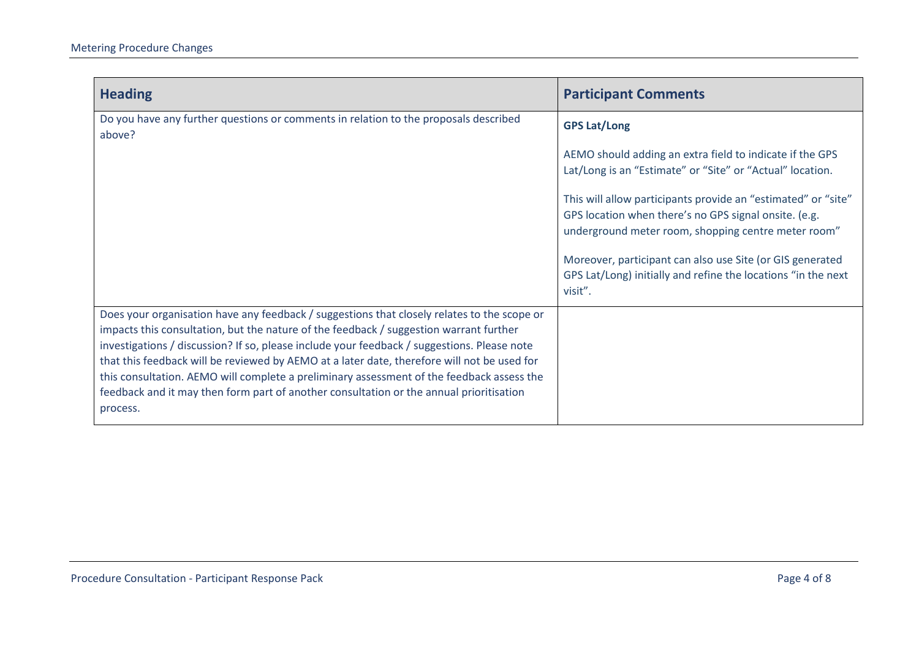| Heading | Participant Comments |
|---|---|
| Do you have any further questions or comments in relation to the proposals described above? | **GPS Lat/Long**<br><br>AEMO should adding an extra field to indicate if the GPS Lat/Long is an “Estimate” or “Site” or “Actual” location.<br><br>This will allow participants provide an “estimated” or “site” GPS location when there’s no GPS signal onsite. (e.g. underground meter room, shopping centre meter room”<br><br>Moreover, participant can also use Site (or GIS generated GPS Lat/Long) initially and refine the locations “in the next visit”. |
| Does your organisation have any feedback / suggestions that closely relates to the scope or impacts this consultation, but the nature of the feedback / suggestion warrant further investigations / discussion? If so, please include your feedback / suggestions. Please note that this feedback will be reviewed by AEMO at a later date, therefore will not be used for this consultation. AEMO will complete a preliminary assessment of the feedback assess the feedback and it may then form part of another consultation or the annual prioritisation process. | |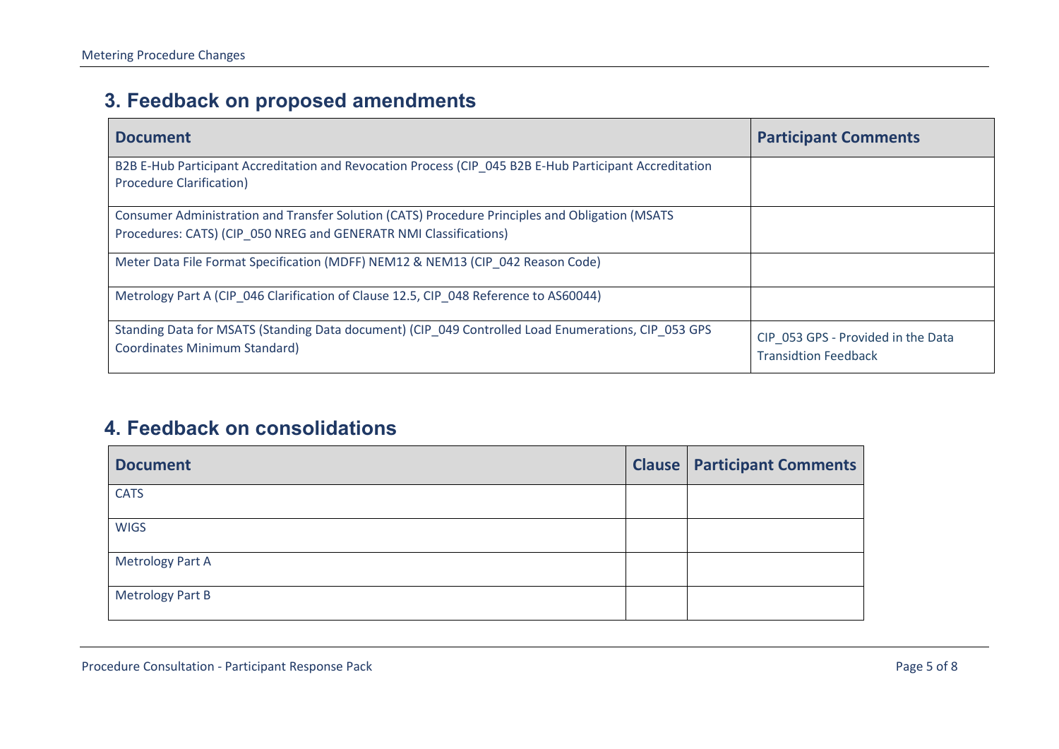## 3. Feedback on proposed amendments

| Document | Participant Comments |
| --- | --- |
| B2B E-Hub Participant Accreditation and Revocation Process (CIP_045 B2B E-Hub Participant Accreditation Procedure Clarification) | |
| Consumer Administration and Transfer Solution (CATS) Procedure Principles and Obligation (MSATS Procedures: CATS) (CIP_050 NREG and GENERATR NMI Classifications) | |
| Meter Data File Format Specification (MDFF) NEM12 & NEM13 (CIP_042 Reason Code) | |
| Metrology Part A (CIP_046 Clarification of Clause 12.5, CIP_048 Reference to AS60044) | |
| Standing Data for MSATS (Standing Data document) (CIP_049 Controlled Load Enumerations, CIP_053 GPS Coordinates Minimum Standard) | CIP_053 GPS - Provided in the Data Transidtion Feedback |

## 4. Feedback on consolidations

| Document | Clause | Participant Comments |
| --- | --- | --- |
| CATS | | |
| WIGS | | |
| Metrology Part A | | |
| Metrology Part B | | |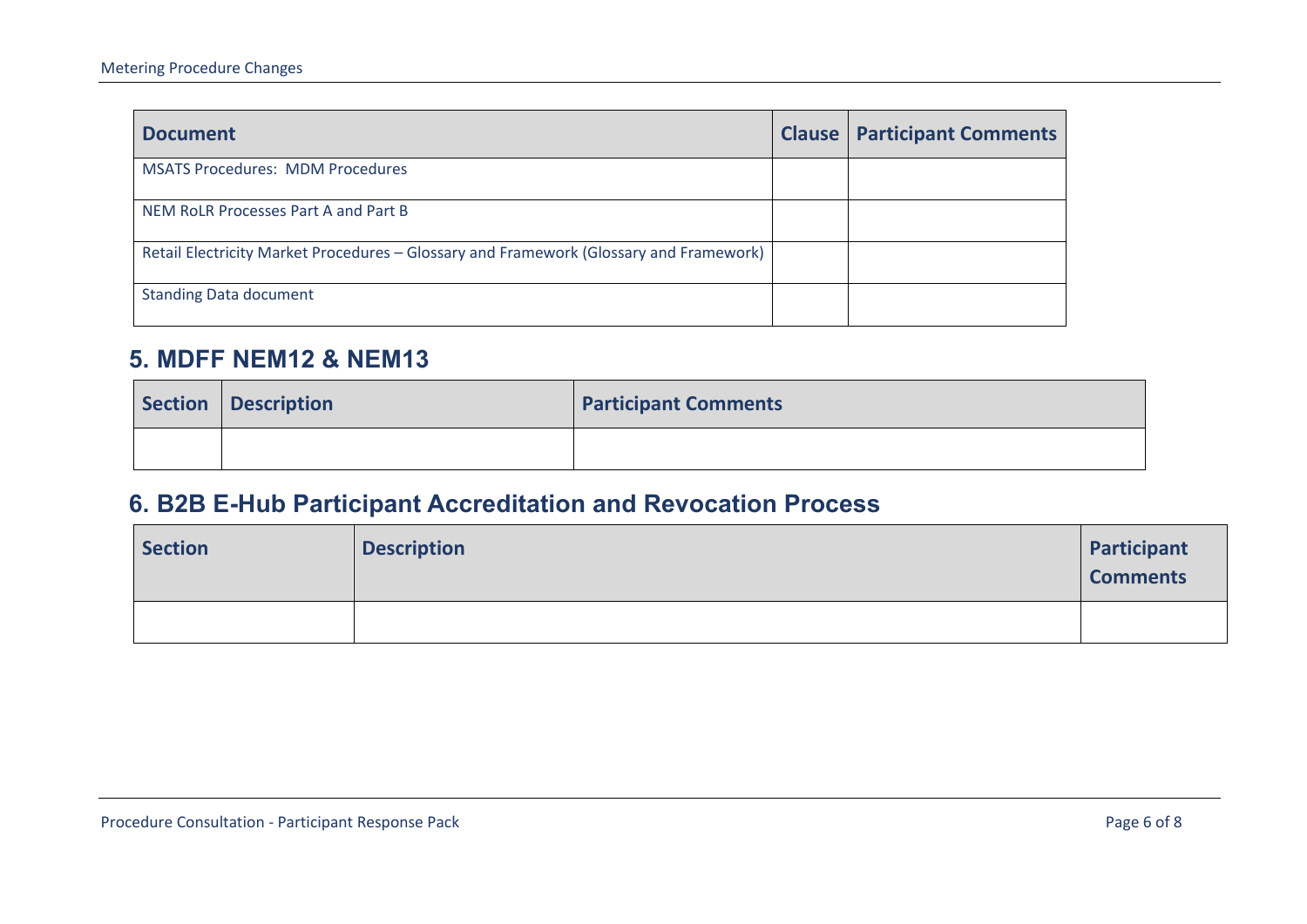| Document | Clause | Participant Comments |
| --- | --- | --- |
| MSATS Procedures:  MDM Procedures | | |
| NEM RoLR Processes Part A and Part B | | |
| Retail Electricity Market Procedures – Glossary and Framework (Glossary and Framework) | | |
| Standing Data document | | |

## 5. MDFF NEM12 & NEM13

| Section | Description | Participant Comments |
| --- | --- | --- |
| | | |

## 6. B2B E-Hub Participant Accreditation and Revocation Process

| Section | Description | Participant Comments |
| --- | --- | --- |
| | | |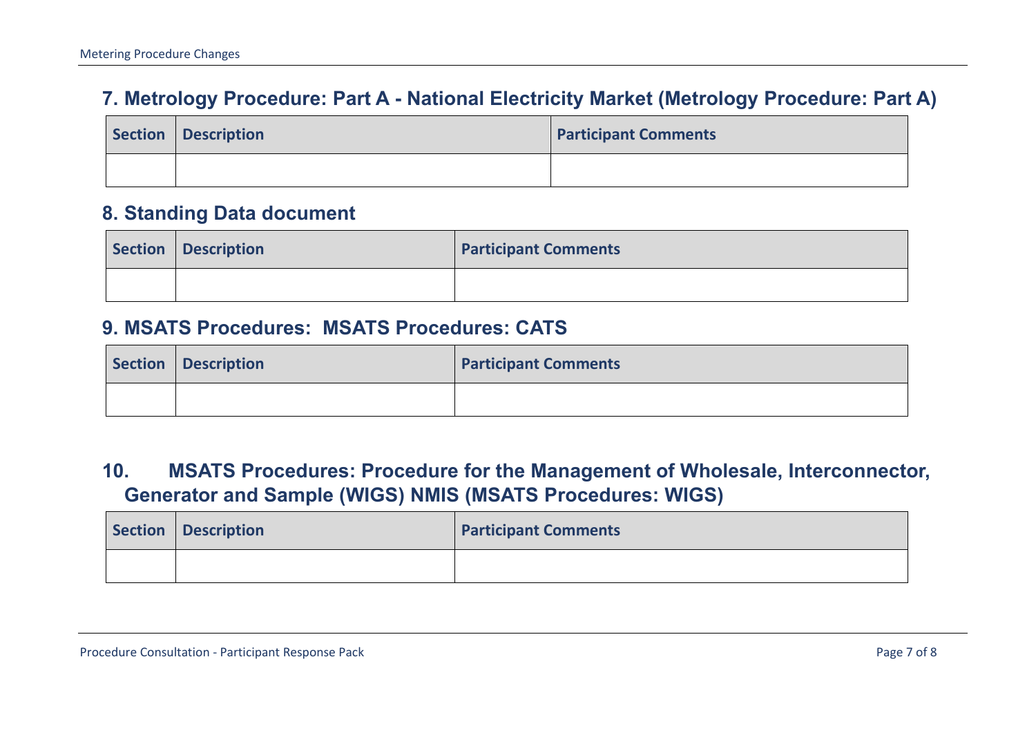## 7. Metrology Procedure: Part A - National Electricity Market (Metrology Procedure: Part A)

| Section | Description | Participant Comments |
| --- | --- | --- |
| | | |

## 8. Standing Data document

| Section | Description | Participant Comments |
| --- | --- | --- |
| | | |

## 9. MSATS Procedures: MSATS Procedures: CATS

| Section | Description | Participant Comments |
| --- | --- | --- |
| | | |

## 10. MSATS Procedures: Procedure for the Management of Wholesale, Interconnector, Generator and Sample (WIGS) NMIS (MSATS Procedures: WIGS)

| Section | Description | Participant Comments |
| --- | --- | --- |
| | | |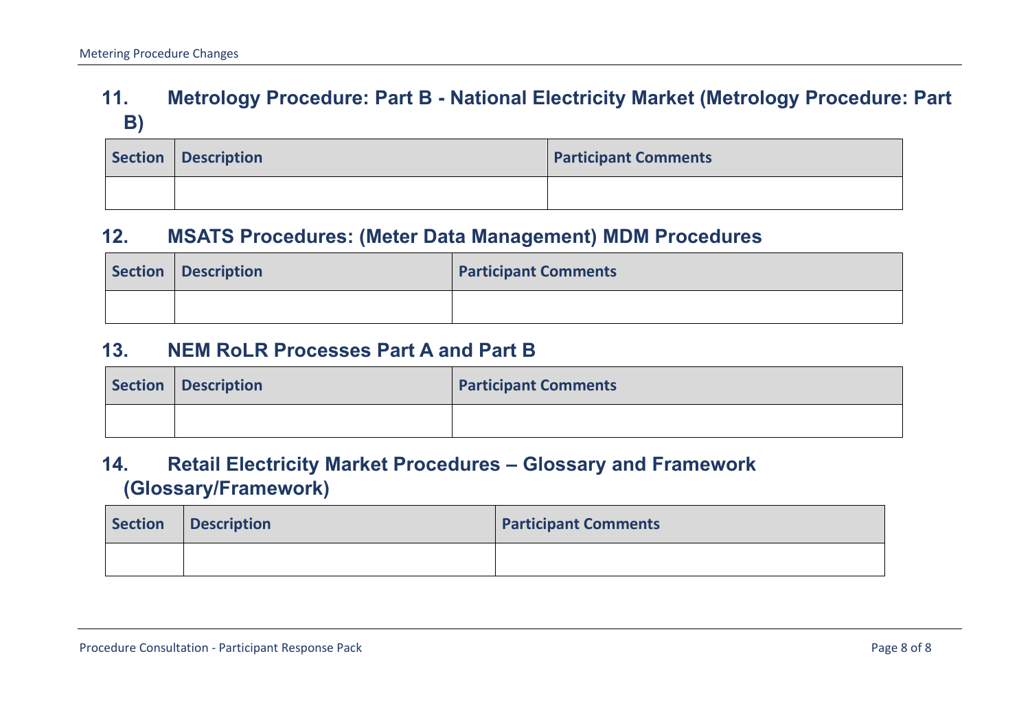## 11. Metrology Procedure: Part B - National Electricity Market (Metrology Procedure: Part B)

| Section | Description | Participant Comments |
| --- | --- | --- |
| | | |

## 12. MSATS Procedures: (Meter Data Management) MDM Procedures

| Section | Description | Participant Comments |
| --- | --- | --- |
| | | |

## 13. NEM RoLR Processes Part A and Part B

| Section | Description | Participant Comments |
| --- | --- | --- |
| | | |

## 14. Retail Electricity Market Procedures – Glossary and Framework (Glossary/Framework)

| Section | Description | Participant Comments |
| --- | --- | --- |
| | | |